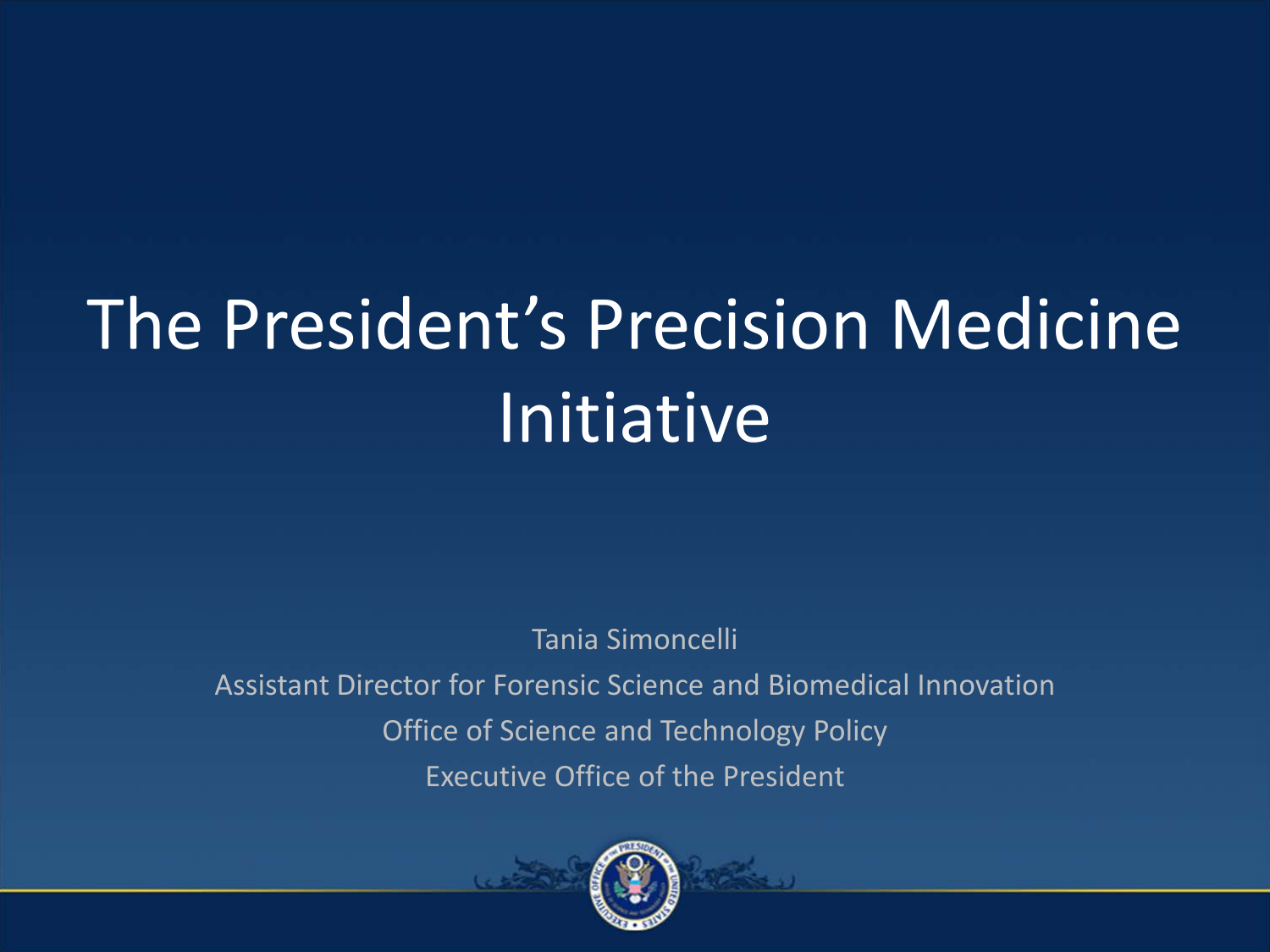# The President's Precision Medicine Initiative

Tania Simoncelli

Assistant Director for Forensic Science and Biomedical Innovation

Office of Science and Technology Policy

Executive Office of the President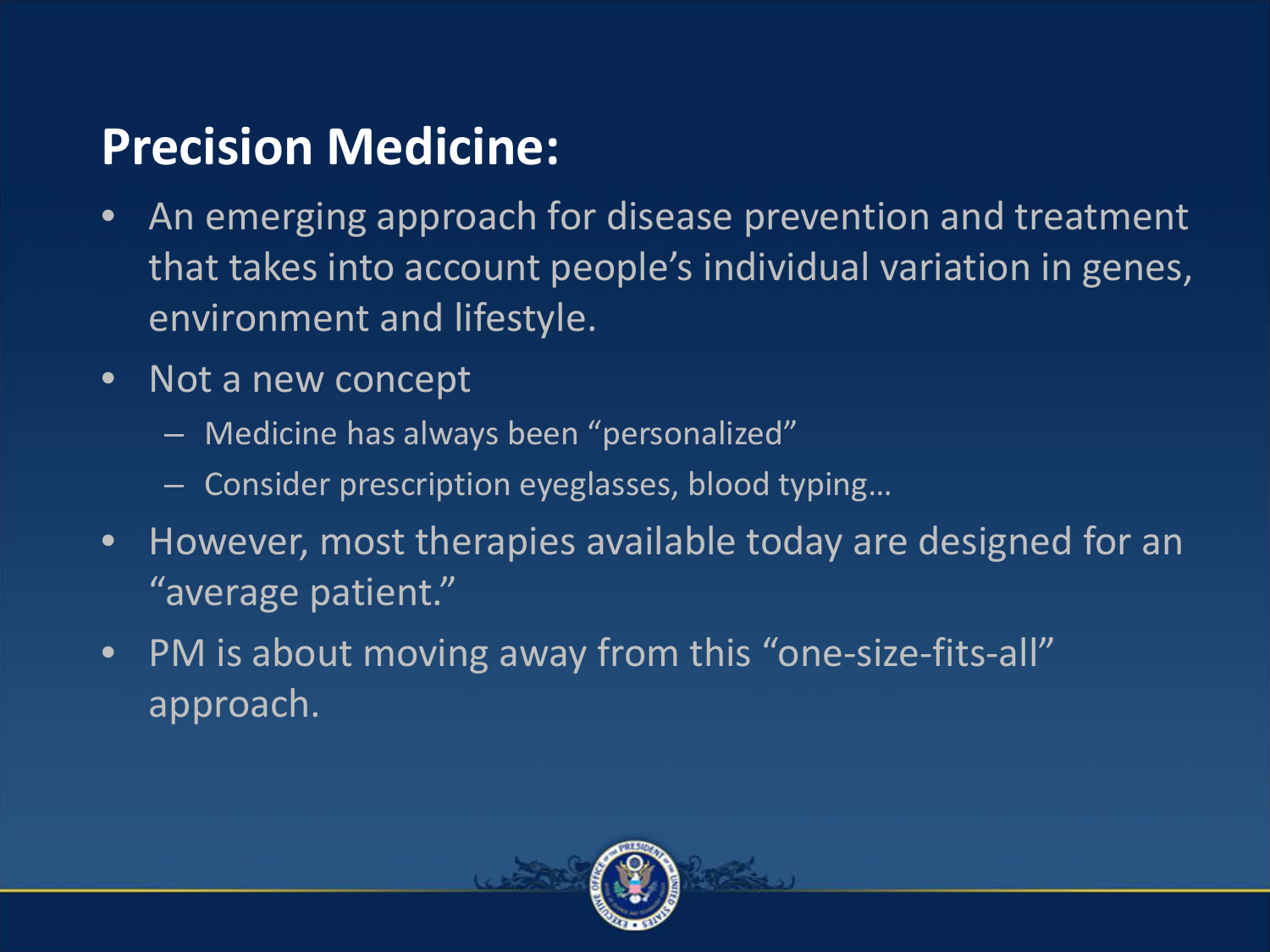# Precision Medicine:

- An emerging approach for disease prevention and treatment that takes into account people's individual variation in genes, environment and lifestyle.
- Not a new concept
  - Medicine has always been "personalized"
  - Consider prescription eyeglasses, blood typing…
- However, most therapies available today are designed for an "average patient."
- PM is about moving away from this "one-size-fits-all" approach.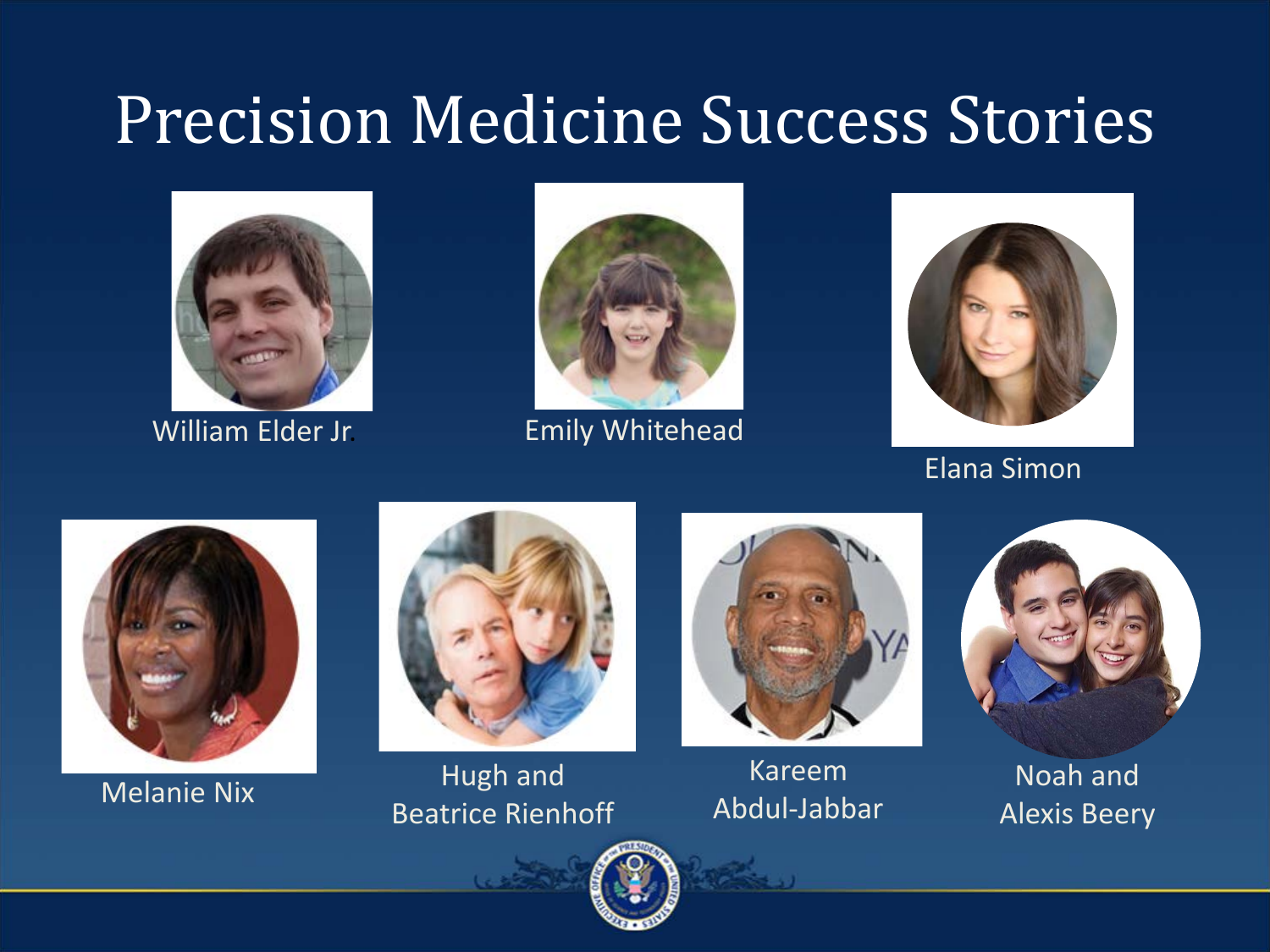# Precision Medicine Success Stories

William Elder Jr.

Emily Whitehead

Elana Simon

Melanie Nix

Hugh and Beatrice Rienhoff

Kareem Abdul-Jabbar

Noah and Alexis Beery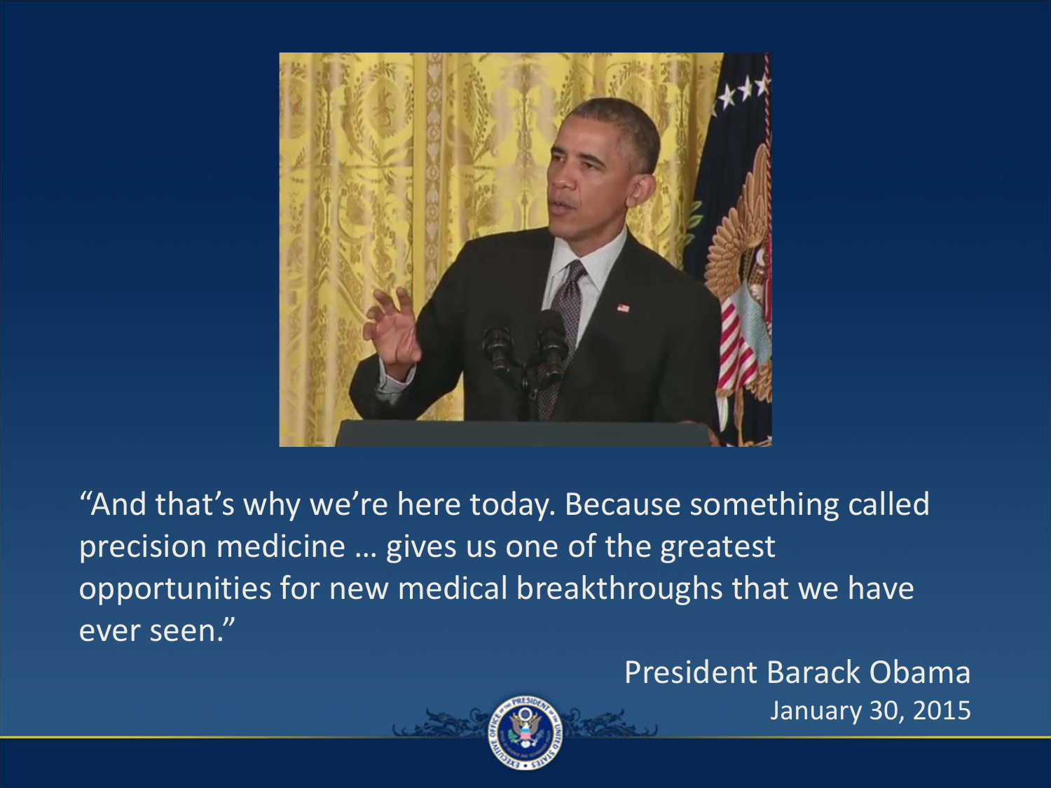"And that's why we're here today. Because something called precision medicine … gives us one of the greatest opportunities for new medical breakthroughs that we have ever seen."

President Barack Obama
January 30, 2015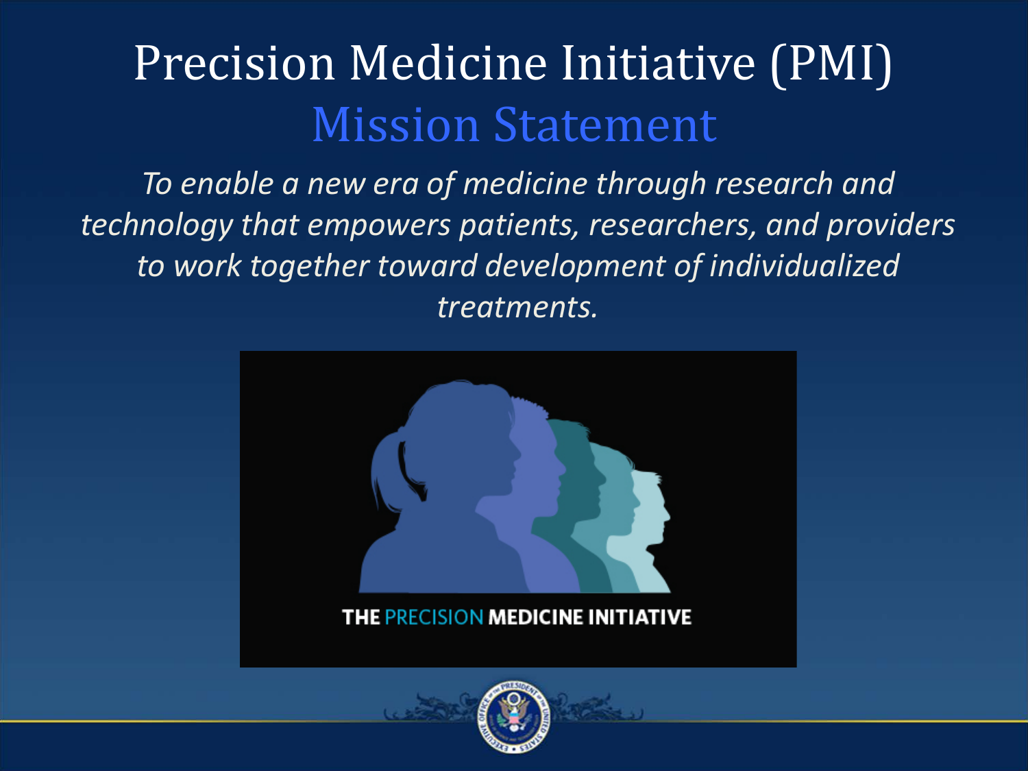# Precision Medicine Initiative (PMI)

## Mission Statement

*To enable a new era of medicine through research and technology that empowers patients, researchers, and providers to work together toward development of individualized treatments.*

THE PRECISION MEDICINE INITIATIVE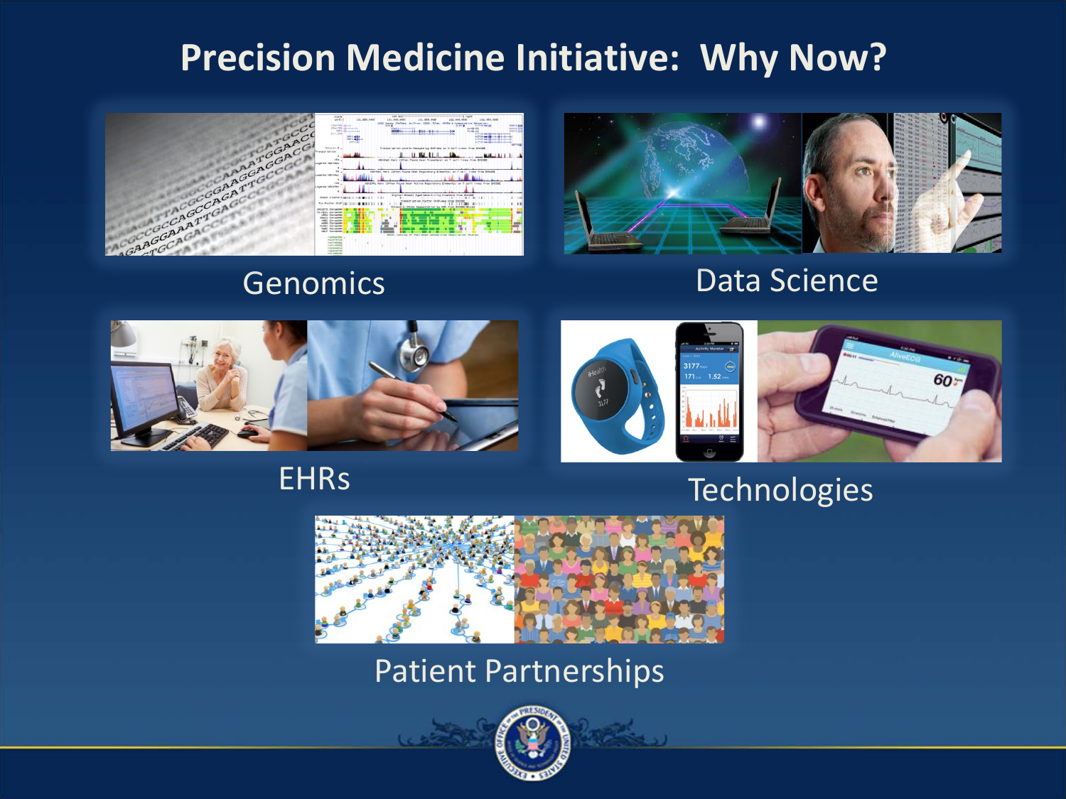# Precision Medicine Initiative: Why Now?

Genomics

Data Science

EHRs

Technologies

Patient Partnerships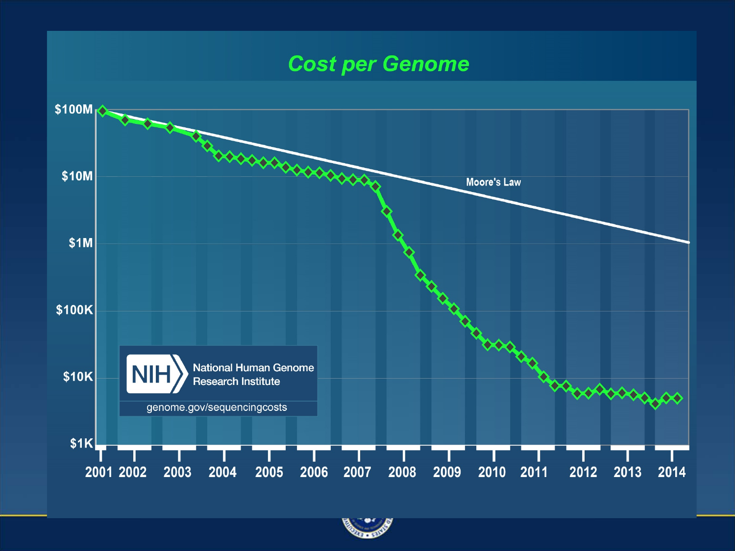# Cost per Genome

$100M
$10M
$1M
$100K
$10K
$1K

Moore's Law

2001 2002 2003 2004 2005 2006 2007 2008 2009 2010 2011 2012 2013 2014

NIH National Human Genome Research Institute

genome.gov/sequencingcosts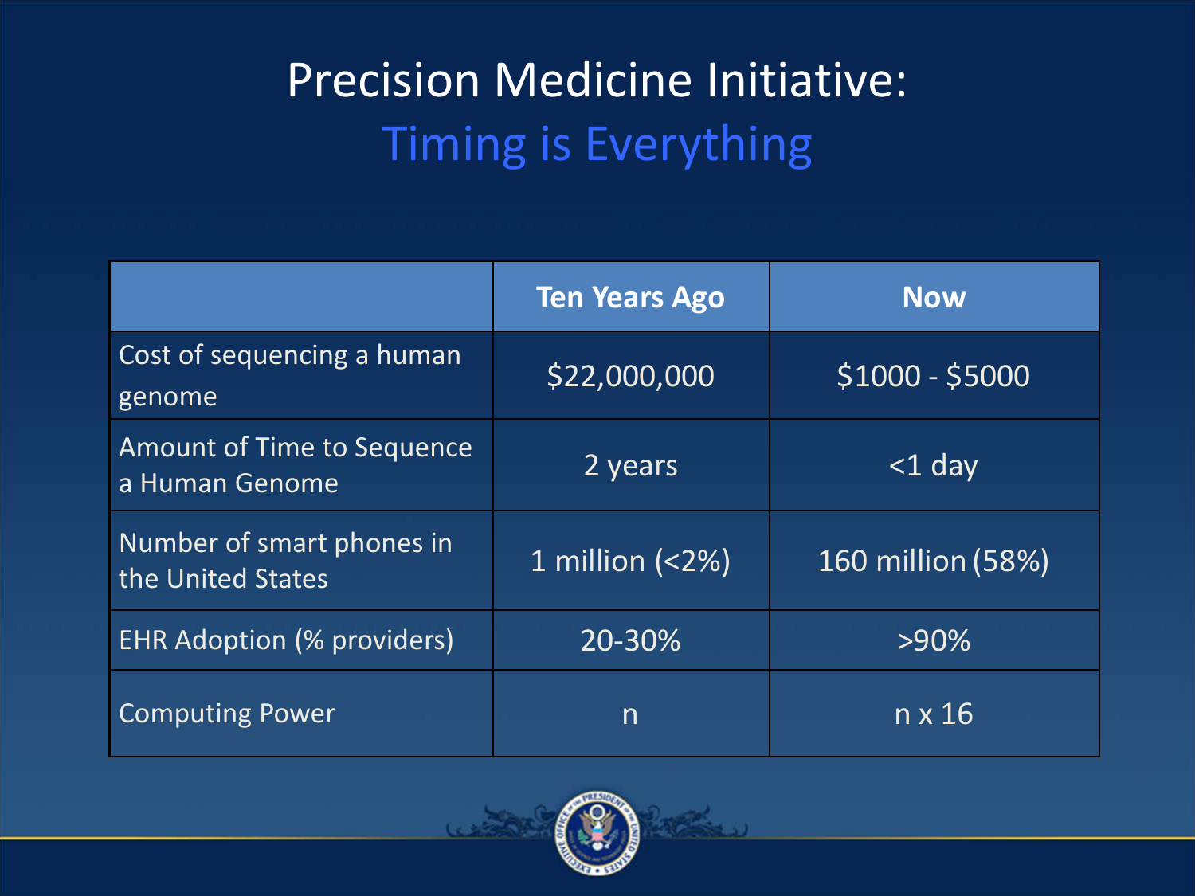# Precision Medicine Initiative: Timing is Everything

| | Ten Years Ago | Now |
|---|---|---|
| Cost of sequencing a human genome | $22,000,000 | $1000 - $5000 |
| Amount of Time to Sequence a Human Genome | 2 years | <1 day |
| Number of smart phones in the United States | 1 million (<2%) | 160 million (58%) |
| EHR Adoption (% providers) | 20-30% | >90% |
| Computing Power | n | n x 16 |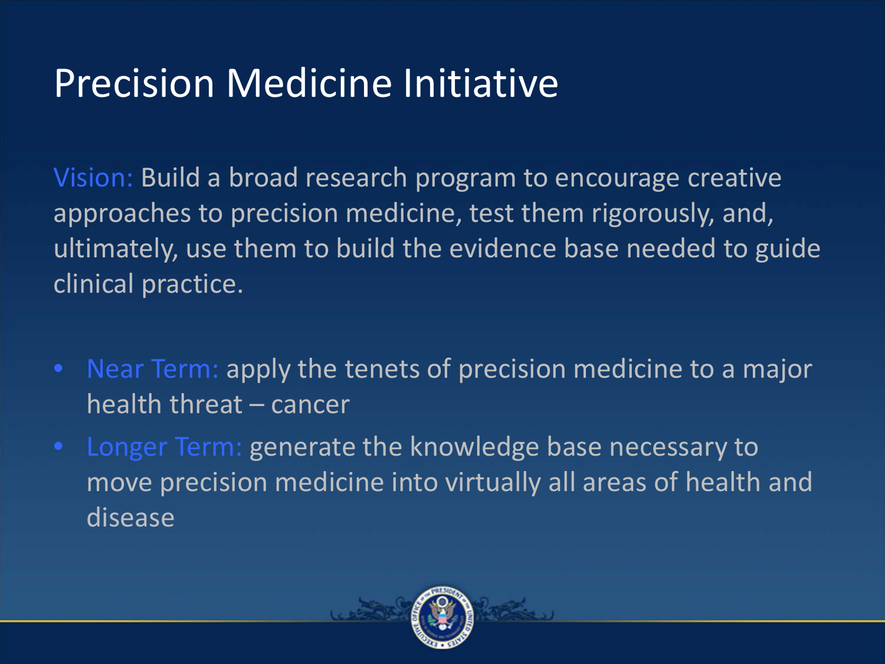# Precision Medicine Initiative

Vision: Build a broad research program to encourage creative approaches to precision medicine, test them rigorously, and, ultimately, use them to build the evidence base needed to guide clinical practice.

- Near Term: apply the tenets of precision medicine to a major health threat – cancer
- Longer Term: generate the knowledge base necessary to move precision medicine into virtually all areas of health and disease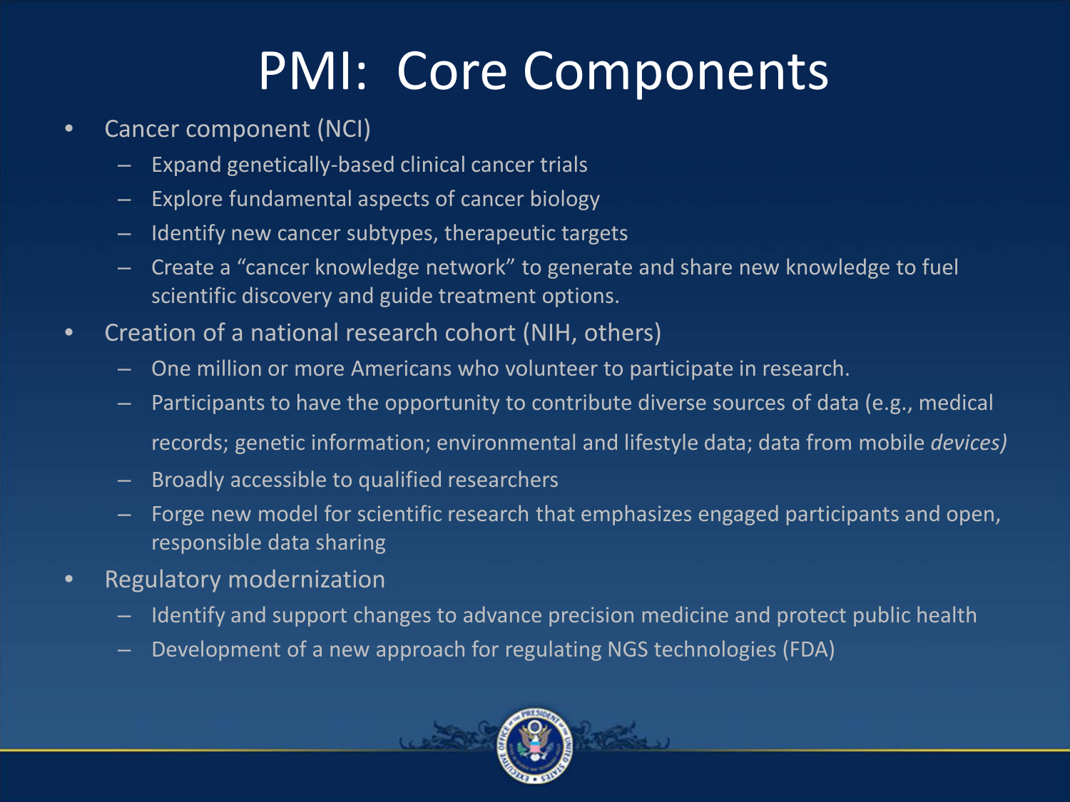# PMI: Core Components

- Cancer component (NCI)
  - Expand genetically-based clinical cancer trials
  - Explore fundamental aspects of cancer biology
  - Identify new cancer subtypes, therapeutic targets
  - Create a "cancer knowledge network" to generate and share new knowledge to fuel scientific discovery and guide treatment options.
- Creation of a national research cohort (NIH, others)
  - One million or more Americans who volunteer to participate in research.
  - Participants to have the opportunity to contribute diverse sources of data (e.g., medical records; genetic information; environmental and lifestyle data; data from mobile *devices)*
  - Broadly accessible to qualified researchers
  - Forge new model for scientific research that emphasizes engaged participants and open, responsible data sharing
- Regulatory modernization
  - Identify and support changes to advance precision medicine and protect public health
  - Development of a new approach for regulating NGS technologies (FDA)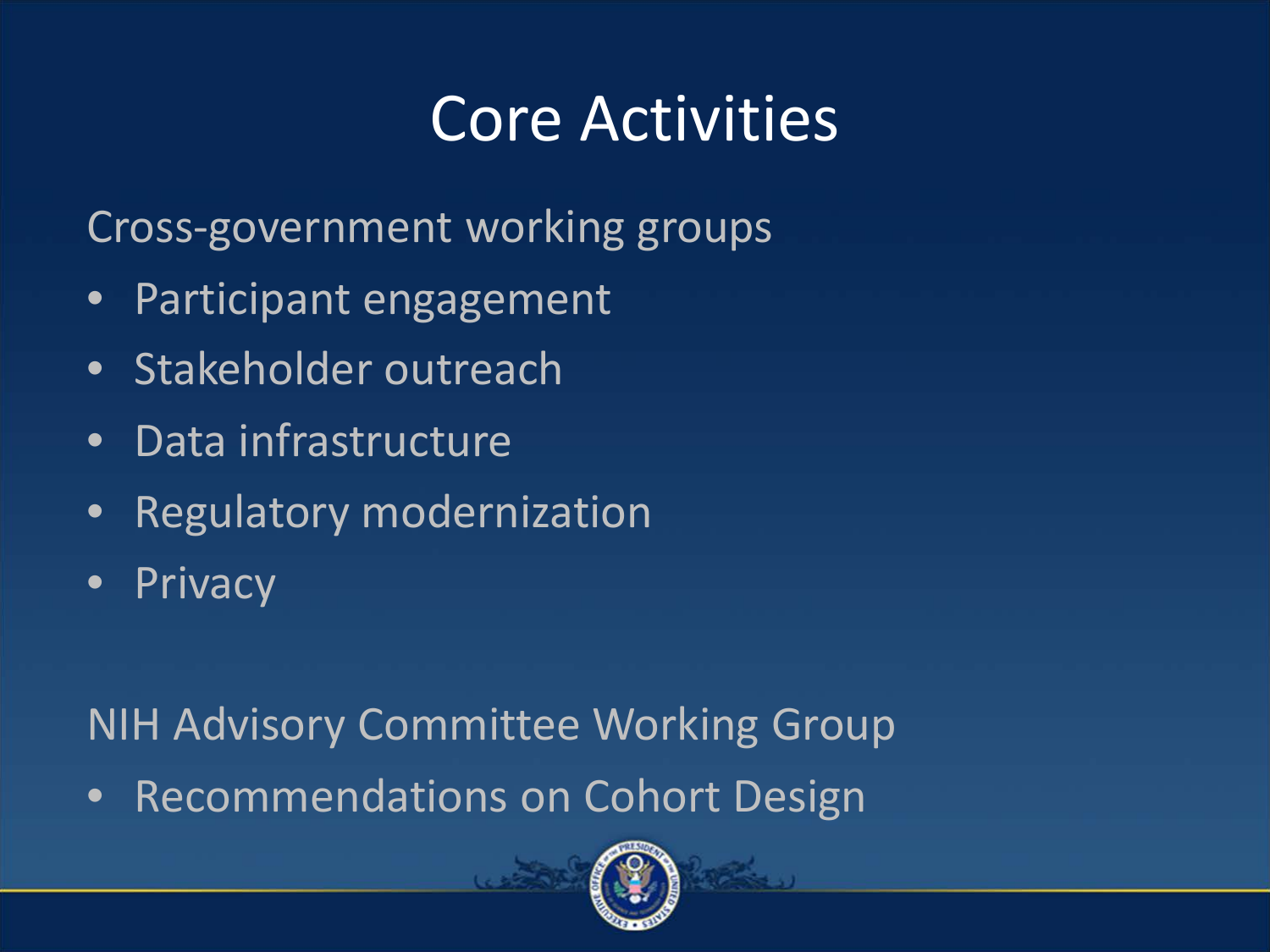# Core Activities

Cross-government working groups

- Participant engagement
- Stakeholder outreach
- Data infrastructure
- Regulatory modernization
- Privacy

NIH Advisory Committee Working Group

- Recommendations on Cohort Design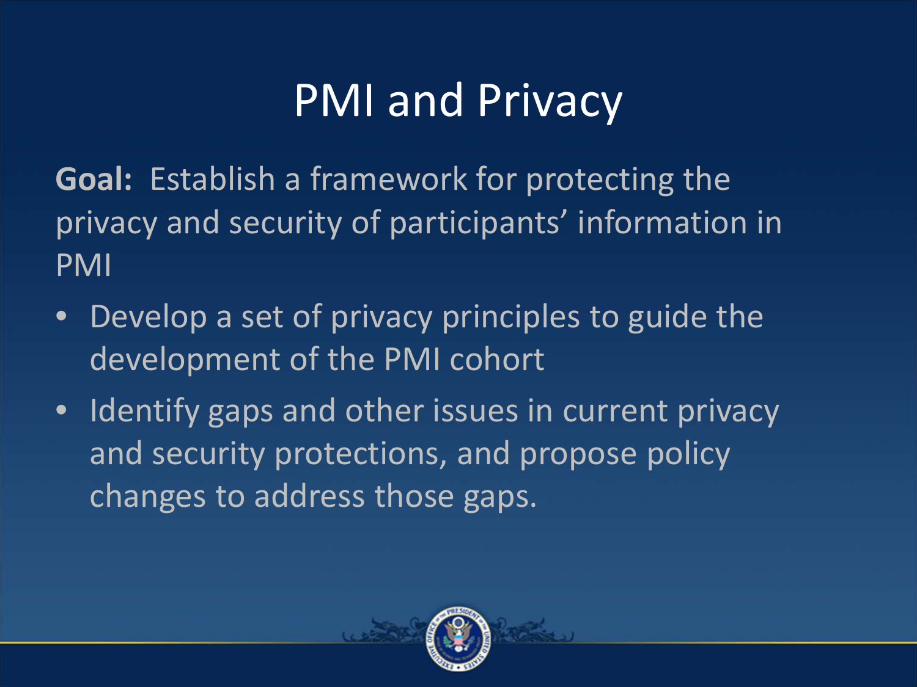# PMI and Privacy

**Goal:** Establish a framework for protecting the privacy and security of participants' information in PMI

- Develop a set of privacy principles to guide the development of the PMI cohort
- Identify gaps and other issues in current privacy and security protections, and propose policy changes to address those gaps.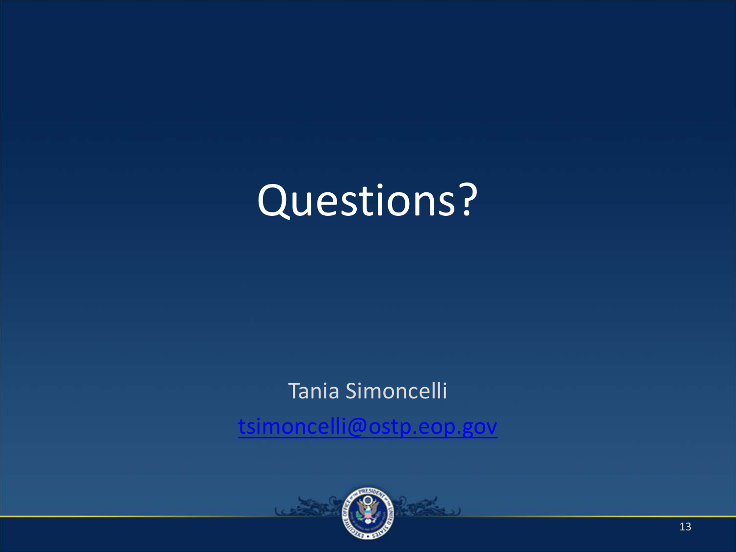# Questions?

Tania Simoncelli

tsimoncelli@ostp.eop.gov